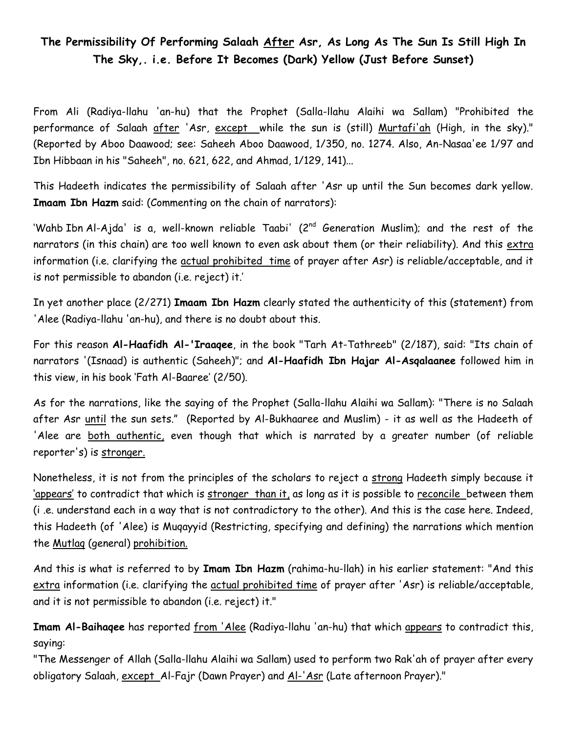**The Permissibility Of Performing Salaah After Asr, As Long As The Sun Is Still High In The Sky,. i.e. Before It Becomes (Dark) Yellow (Just Before Sunset)**

From Ali (Radiya-llahu 'an-hu) that the Prophet (Salla-llahu Alaihi wa Sallam) "Prohibited the performance of Salaah after 'Asr, except while the sun is (still) Murtafi'ah (High, in the sky)." (Reported by Aboo Daawood; see: Saheeh Aboo Daawood, 1/350, no. 1274. Also, An-Nasaa'ee 1/97 and Ibn Hibbaan in his "Saheeh", no. 621, 622, and Ahmad, 1/129, 141)...

This Hadeeth indicates the permissibility of Salaah after 'Asr up until the Sun becomes dark yellow. **Imaam Ibn Hazm** said: (Commenting on the chain of narrators):

'Wahb Ibn Al-Ajda' is a, well-known reliable Taabi' (2nd Generation Muslim); and the rest of the narrators (in this chain) are too well known to even ask about them (or their reliability). And this extra information (i.e. clarifying the actual prohibited time of prayer after Asr) is reliable/acceptable, and it is not permissible to abandon (i.e. reject) it.'

In yet another place (2/271) **Imaam Ibn Hazm** clearly stated the authenticity of this (statement) from 'Alee (Radiya-llahu 'an-hu), and there is no doubt about this.

For this reason **Al-Haafidh Al-'Iraaqee**, in the book "Tarh At-Tathreeb" (2/187), said: "Its chain of narrators '(Isnaad) is authentic (Saheeh)"; and **Al-Haafidh Ibn Hajar Al-Asqalaanee** followed him in this view, in his book 'Fath Al-Baaree' (2/50).

As for the narrations, like the saying of the Prophet (Salla-llahu Alaihi wa Sallam): "There is no Salaah after Asr until the sun sets." (Reported by Al-Bukhaaree and Muslim) - it as well as the Hadeeth of 'Alee are both authentic, even though that which is narrated by a greater number (of reliable reporter's) is stronger.

Nonetheless, it is not from the principles of the scholars to reject a strong Hadeeth simply because it 'appears' to contradict that which is stronger than it, as long as it is possible to reconcile between them (i .e. understand each in a way that is not contradictory to the other). And this is the case here. Indeed, this Hadeeth (of 'Alee) is Muqayyid (Restricting, specifying and defining) the narrations which mention the Mutlaq (general) prohibition.

And this is what is referred to by **Imam Ibn Hazm** (rahima-hu-llah) in his earlier statement: "And this extra information (i.e. clarifying the actual prohibited time of prayer after 'Asr) is reliable/acceptable, and it is not permissible to abandon (i.e. reject) it."

**Imam Al-Baihaqee** has reported from 'Alee (Radiya-llahu 'an-hu) that which appears to contradict this, saying:
"The Messenger of Allah (Salla-llahu Alaihi wa Sallam) used to perform two Rak'ah of prayer after every obligatory Salaah, except Al-Fajr (Dawn Prayer) and Al-'Asr (Late afternoon Prayer)."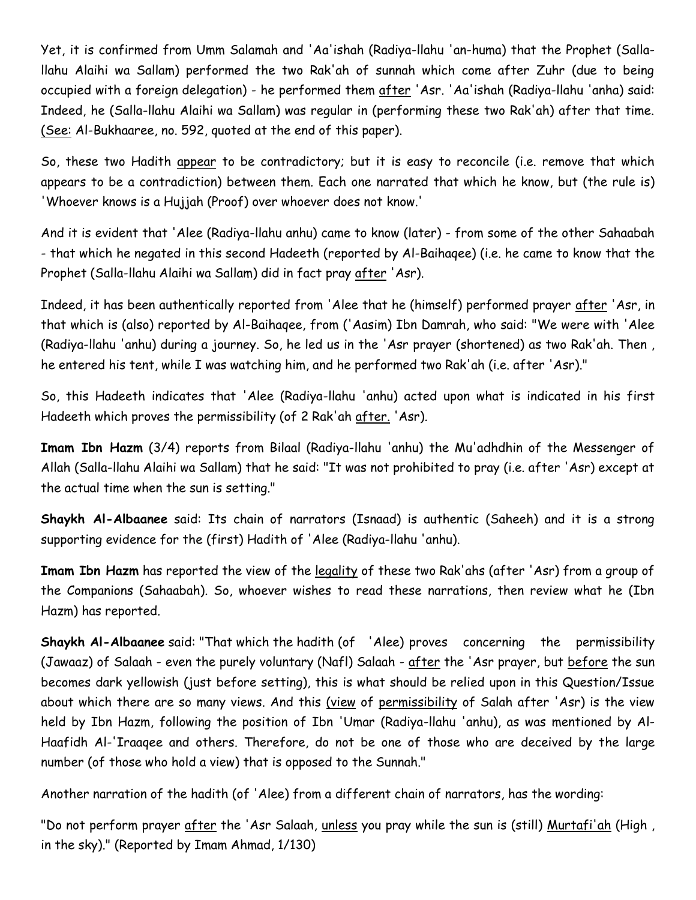Yet, it is confirmed from Umm Salamah and 'Aa'ishah (Radiya-llahu 'an-huma) that the Prophet (Salla-llahu Alaihi wa Sallam) performed the two Rak'ah of sunnah which come after Zuhr (due to being occupied with a foreign delegation) - he performed them after 'Asr. 'Aa'ishah (Radiya-llahu 'anha) said: Indeed, he (Salla-llahu Alaihi wa Sallam) was regular in (performing these two Rak'ah) after that time. (See: Al-Bukhaaree, no. 592, quoted at the end of this paper).

So, these two Hadith appear to be contradictory; but it is easy to reconcile (i.e. remove that which appears to be a contradiction) between them. Each one narrated that which he know, but (the rule is) 'Whoever knows is a Hujjah (Proof) over whoever does not know.'

And it is evident that 'Alee (Radiya-llahu anhu) came to know (later) - from some of the other Sahaabah - that which he negated in this second Hadeeth (reported by Al-Baihaqee) (i.e. he came to know that the Prophet (Salla-llahu Alaihi wa Sallam) did in fact pray after 'Asr).

Indeed, it has been authentically reported from 'Alee that he (himself) performed prayer after 'Asr, in that which is (also) reported by Al-Baihaqee, from ('Aasim) Ibn Damrah, who said: "We were with 'Alee (Radiya-llahu 'anhu) during a journey. So, he led us in the 'Asr prayer (shortened) as two Rak'ah. Then , he entered his tent, while I was watching him, and he performed two Rak'ah (i.e. after 'Asr)."

So, this Hadeeth indicates that 'Alee (Radiya-llahu 'anhu) acted upon what is indicated in his first Hadeeth which proves the permissibility (of 2 Rak'ah after. 'Asr).

**Imam Ibn Hazm** (3/4) reports from Bilaal (Radiya-llahu 'anhu) the Mu'adhdhin of the Messenger of Allah (Salla-llahu Alaihi wa Sallam) that he said: "It was not prohibited to pray (i.e. after 'Asr) except at the actual time when the sun is setting."

**Shaykh Al-Albaanee** said: Its chain of narrators (Isnaad) is authentic (Saheeh) and it is a strong supporting evidence for the (first) Hadith of 'Alee (Radiya-llahu 'anhu).

**Imam Ibn Hazm** has reported the view of the legality of these two Rak'ahs (after 'Asr) from a group of the Companions (Sahaabah). So, whoever wishes to read these narrations, then review what he (Ibn Hazm) has reported.

**Shaykh Al-Albaanee** said: "That which the hadith (of 'Alee) proves concerning the permissibility (Jawaaz) of Salaah - even the purely voluntary (Nafl) Salaah - after the 'Asr prayer, but before the sun becomes dark yellowish (just before setting), this is what should be relied upon in this Question/Issue about which there are so many views. And this (view of permissibility of Salah after 'Asr) is the view held by Ibn Hazm, following the position of Ibn 'Umar (Radiya-llahu 'anhu), as was mentioned by Al-Haafidh Al-'Iraaqee and others. Therefore, do not be one of those who are deceived by the large number (of those who hold a view) that is opposed to the Sunnah."

Another narration of the hadith (of 'Alee) from a different chain of narrators, has the wording:

"Do not perform prayer after the 'Asr Salaah, unless you pray while the sun is (still) Murtafi'ah (High , in the sky)." (Reported by Imam Ahmad, 1/130)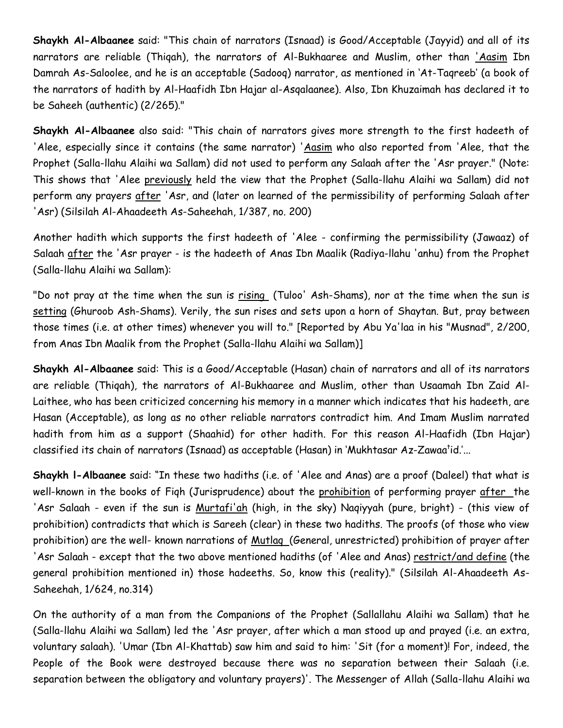**Shaykh Al-Albaanee** said: "This chain of narrators (Isnaad) is Good/Acceptable (Jayyid) and all of its narrators are reliable (Thiqah), the narrators of Al-Bukhaaree and Muslim, other than 'Aasim Ibn Damrah As-Saloolee, and he is an acceptable (Sadooq) narrator, as mentioned in 'At-Taqreeb' (a book of the narrators of hadith by Al-Haafidh Ibn Hajar al-Asqalaanee). Also, Ibn Khuzaimah has declared it to be Saheeh (authentic) (2/265)."

**Shaykh Al-Albaanee** also said: "This chain of narrators gives more strength to the first hadeeth of 'Alee, especially since it contains (the same narrator) 'Aasim who also reported from 'Alee, that the Prophet (Salla-llahu Alaihi wa Sallam) did not used to perform any Salaah after the 'Asr prayer." (Note: This shows that 'Alee previously held the view that the Prophet (Salla-llahu Alaihi wa Sallam) did not perform any prayers after 'Asr, and (later on learned of the permissibility of performing Salaah after 'Asr) (Silsilah Al-Ahaadeeth As-Saheehah, 1/387, no. 200)

Another hadith which supports the first hadeeth of 'Alee - confirming the permissibility (Jawaaz) of Salaah after the 'Asr prayer - is the hadeeth of Anas Ibn Maalik (Radiya-llahu 'anhu) from the Prophet (Salla-llahu Alaihi wa Sallam):

"Do not pray at the time when the sun is rising (Tuloo' Ash-Shams), nor at the time when the sun is setting (Ghuroob Ash-Shams). Verily, the sun rises and sets upon a horn of Shaytan. But, pray between those times (i.e. at other times) whenever you will to." [Reported by Abu Ya'laa in his "Musnad", 2/200, from Anas Ibn Maalik from the Prophet (Salla-llahu Alaihi wa Sallam)]

**Shaykh Al-Albaanee** said: This is a Good/Acceptable (Hasan) chain of narrators and all of its narrators are reliable (Thiqah), the narrators of Al-Bukhaaree and Muslim, other than Usaamah Ibn Zaid Al-Laithee, who has been criticized concerning his memory in a manner which indicates that his hadeeth, are Hasan (Acceptable), as long as no other reliable narrators contradict him. And Imam Muslim narrated hadith from him as a support (Shaahid) for other hadith. For this reason Al-Haafidh (Ibn Hajar) classified its chain of narrators (Isnaad) as acceptable (Hasan) in 'Mukhtasar Az-Zawaa'id.'...

**Shaykh l-Albaanee** said: "In these two hadiths (i.e. of 'Alee and Anas) are a proof (Daleel) that what is well-known in the books of Fiqh (Jurisprudence) about the prohibition of performing prayer after the 'Asr Salaah - even if the sun is Murtafi'ah (high, in the sky) Naqiyyah (pure, bright) - (this view of prohibition) contradicts that which is Sareeh (clear) in these two hadiths. The proofs (of those who view prohibition) are the well- known narrations of Mutlaq (General, unrestricted) prohibition of prayer after 'Asr Salaah - except that the two above mentioned hadiths (of 'Alee and Anas) restrict/and define (the general prohibition mentioned in) those hadeeths. So, know this (reality)." (Silsilah Al-Ahaadeeth As-Saheehah, 1/624, no.314)

On the authority of a man from the Companions of the Prophet (Sallallahu Alaihi wa Sallam) that he (Salla-llahu Alaihi wa Sallam) led the 'Asr prayer, after which a man stood up and prayed (i.e. an extra, voluntary salaah). 'Umar (Ibn Al-Khattab) saw him and said to him: 'Sit (for a moment)! For, indeed, the People of the Book were destroyed because there was no separation between their Salaah (i.e. separation between the obligatory and voluntary prayers)'. The Messenger of Allah (Salla-llahu Alaihi wa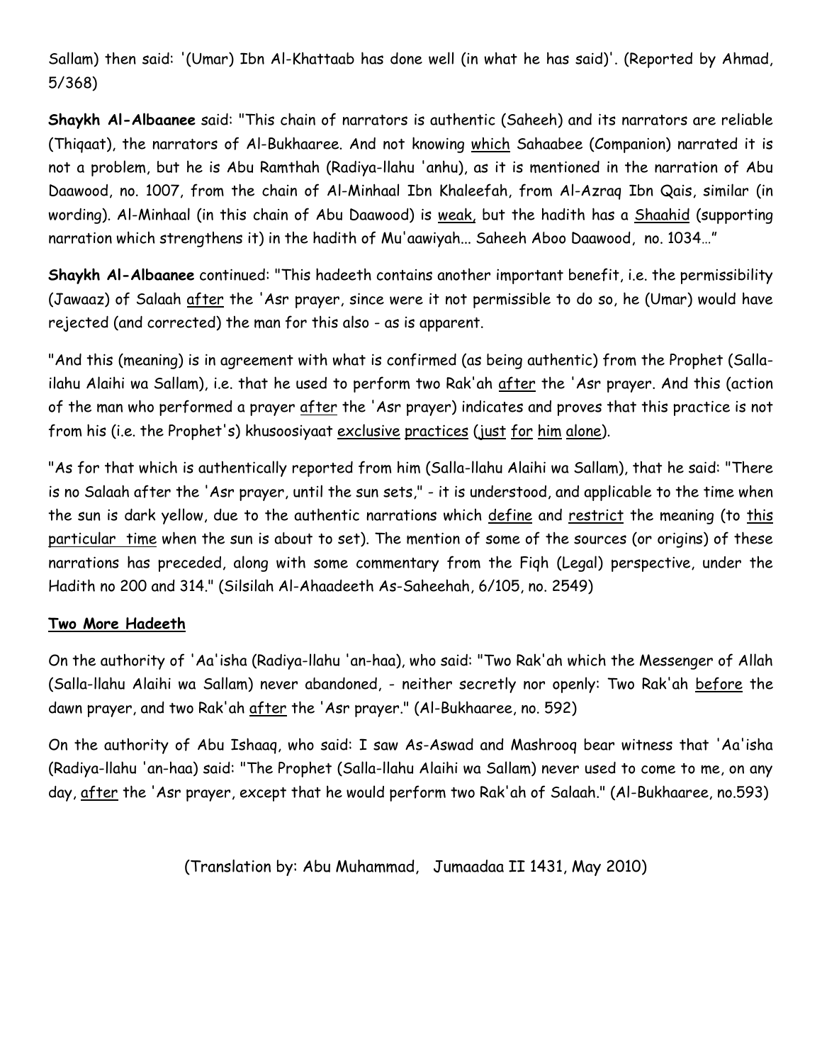Sallam) then said: '(Umar) Ibn Al-Khattaab has done well (in what he has said)'. (Reported by Ahmad, 5/368)

**Shaykh Al-Albaanee** said: "This chain of narrators is authentic (Saheeh) and its narrators are reliable (Thiqaat), the narrators of Al-Bukhaaree. And not knowing which Sahaabee (Companion) narrated it is not a problem, but he is Abu Ramthah (Radiya-llahu 'anhu), as it is mentioned in the narration of Abu Daawood, no. 1007, from the chain of Al-Minhaal Ibn Khaleefah, from Al-Azraq Ibn Qais, similar (in wording). Al-Minhaal (in this chain of Abu Daawood) is weak, but the hadith has a Shaahid (supporting narration which strengthens it) in the hadith of Mu'aawiyah... Saheeh Aboo Daawood, no. 1034…"

**Shaykh Al-Albaanee** continued: "This hadeeth contains another important benefit, i.e. the permissibility (Jawaaz) of Salaah after the 'Asr prayer, since were it not permissible to do so, he (Umar) would have rejected (and corrected) the man for this also - as is apparent.

"And this (meaning) is in agreement with what is confirmed (as being authentic) from the Prophet (Salla-ilahu Alaihi wa Sallam), i.e. that he used to perform two Rak'ah after the 'Asr prayer. And this (action of the man who performed a prayer after the 'Asr prayer) indicates and proves that this practice is not from his (i.e. the Prophet's) khusoosiyaat exclusive practices (just for him alone).

"As for that which is authentically reported from him (Salla-llahu Alaihi wa Sallam), that he said: "There is no Salaah after the 'Asr prayer, until the sun sets," - it is understood, and applicable to the time when the sun is dark yellow, due to the authentic narrations which define and restrict the meaning (to this particular time when the sun is about to set). The mention of some of the sources (or origins) of these narrations has preceded, along with some commentary from the Fiqh (Legal) perspective, under the Hadith no 200 and 314." (Silsilah Al-Ahaadeeth As-Saheehah, 6/105, no. 2549)

**Two More Hadeeth**

On the authority of 'Aa'isha (Radiya-llahu 'an-haa), who said: "Two Rak'ah which the Messenger of Allah (Salla-llahu Alaihi wa Sallam) never abandoned, - neither secretly nor openly: Two Rak'ah before the dawn prayer, and two Rak'ah after the 'Asr prayer." (Al-Bukhaaree, no. 592)

On the authority of Abu Ishaaq, who said: I saw As-Aswad and Mashrooq bear witness that 'Aa'isha (Radiya-llahu 'an-haa) said: "The Prophet (Salla-llahu Alaihi wa Sallam) never used to come to me, on any day, after the 'Asr prayer, except that he would perform two Rak'ah of Salaah." (Al-Bukhaaree, no.593)

(Translation by: Abu Muhammad, Jumaadaa II 1431, May 2010)